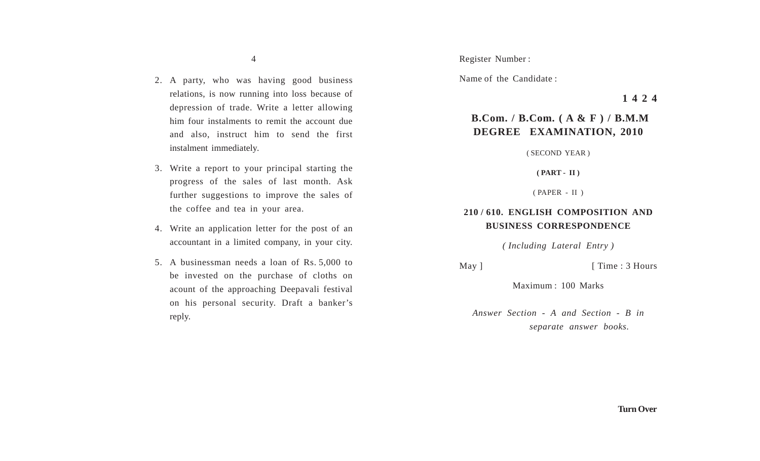2. A party, who was having good business relations, is now running into loss because of depression of trade. Write a letter allowing him four instalments to remit the account due and also, instruct him to send the first instalment immediately.

3. Write a report to your principal starting the progress of the sales of last month. Ask further suggestions to improve the sales of the coffee and tea in your area.

4. Write an application letter for the post of an accountant in a limited company, in your city.

5. A businessman needs a loan of Rs. 5,000 to be invested on the purchase of cloths on acount of the approaching Deepavali festival on his personal security. Draft a banker's reply.

Register Number :

Name of the Candidate :

**1 4 2 4**

# B.Com. / B.Com. ( A & F ) / B.M.M DEGREE EXAMINATION, 2010

( SECOND YEAR )

**( PART - II )**

( PAPER - II )

## 210 / 610. ENGLISH COMPOSITION AND BUSINESS CORRESPONDENCE

*( Including Lateral Entry )*

May ] [ Time : 3 Hours

Maximum : 100 Marks

*Answer Section - A and Section - B in separate answer books.*

**Turn Over**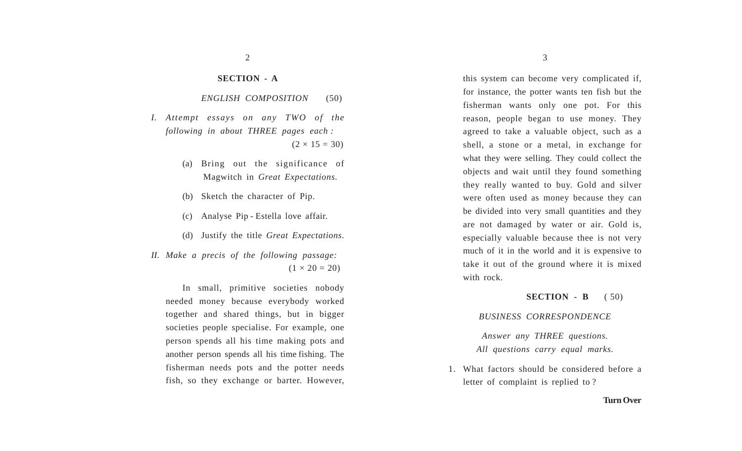## SECTION - A

*ENGLISH COMPOSITION* (50)

I. *Attempt essays on any TWO of the following in about THREE pages each :* (2 × 15 = 30)

(a) Bring out the significance of Magwitch in *Great Expectations.*

(b) Sketch the character of Pip.

(c) Analyse Pip - Estella love affair.

(d) Justify the title *Great Expectations*.

II. *Make a precis of the following passage:* (1 × 20 = 20)

In small, primitive societies nobody needed money because everybody worked together and shared things, but in bigger societies people specialise. For example, one person spends all his time making pots and another person spends all his time fishing. The fisherman needs pots and the potter needs fish, so they exchange or barter. However, this system can become very complicated if, for instance, the potter wants ten fish but the fisherman wants only one pot. For this reason, people began to use money. They agreed to take a valuable object, such as a shell, a stone or a metal, in exchange for what they were selling. They could collect the objects and wait until they found something they really wanted to buy. Gold and silver were often used as money because they can be divided into very small quantities and they are not damaged by water or air. Gold is, especially valuable because thee is not very much of it in the world and it is expensive to take it out of the ground where it is mixed with rock.

## SECTION - B ( 50)

*BUSINESS CORRESPONDENCE*

*Answer any THREE questions.*
*All questions carry equal marks.*

1. What factors should be considered before a letter of complaint is replied to ?

**Turn Over**